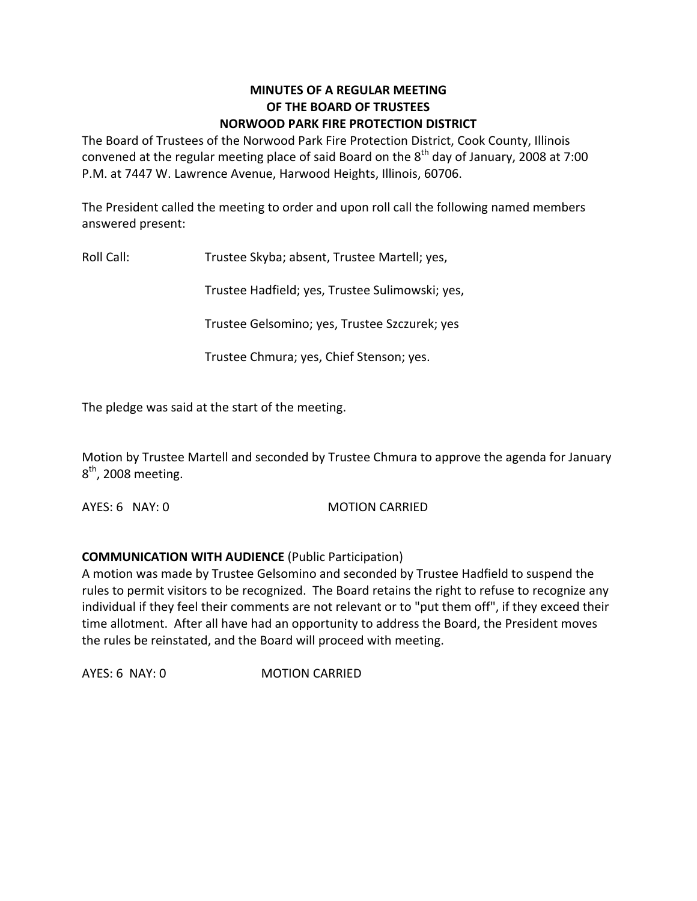# MINUTES OF A REGULAR MEETING OF THE BOARD OF TRUSTEES NORWOOD PARK FIRE PROTECTION DISTRICT

The Board of Trustees of the Norwood Park Fire Protection District, Cook County, Illinois convened at the regular meeting place of said Board on the 8th day of January, 2008 at 7:00 P.M. at 7447 W. Lawrence Avenue, Harwood Heights, Illinois, 60706.

The President called the meeting to order and upon roll call the following named members answered present:

Roll Call: Trustee Skyba; absent, Trustee Martell; yes,

Trustee Hadfield; yes, Trustee Sulimowski; yes,

Trustee Gelsomino; yes, Trustee Szczurek; yes

Trustee Chmura; yes, Chief Stenson; yes.

The pledge was said at the start of the meeting.

Motion by Trustee Martell and seconded by Trustee Chmura to approve the agenda for January 8th, 2008 meeting.

AYES: 6 NAY: 0 MOTION CARRIED

**COMMUNICATION WITH AUDIENCE** (Public Participation)

A motion was made by Trustee Gelsomino and seconded by Trustee Hadfield to suspend the rules to permit visitors to be recognized. The Board retains the right to refuse to recognize any individual if they feel their comments are not relevant or to "put them off", if they exceed their time allotment. After all have had an opportunity to address the Board, the President moves the rules be reinstated, and the Board will proceed with meeting.

AYES: 6 NAY: 0 MOTION CARRIED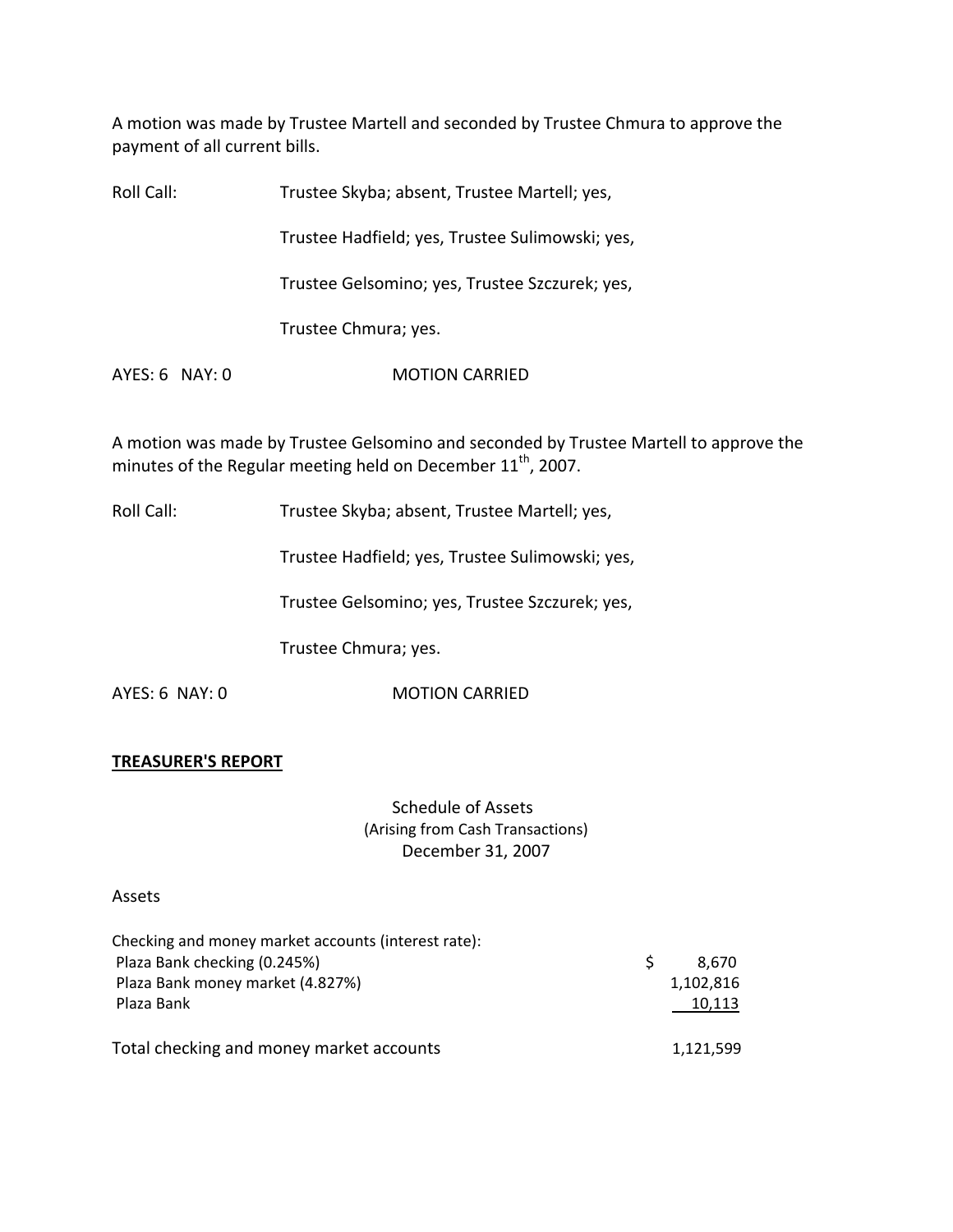A motion was made by Trustee Martell and seconded by Trustee Chmura to approve the payment of all current bills.

Roll Call: Trustee Skyba; absent, Trustee Martell; yes,

Trustee Hadfield; yes, Trustee Sulimowski; yes,

Trustee Gelsomino; yes, Trustee Szczurek; yes,

Trustee Chmura; yes.

AYES: 6 NAY: 0 MOTION CARRIED

A motion was made by Trustee Gelsomino and seconded by Trustee Martell to approve the minutes of the Regular meeting held on December 11th, 2007.

Roll Call: Trustee Skyba; absent, Trustee Martell; yes,

Trustee Hadfield; yes, Trustee Sulimowski; yes,

Trustee Gelsomino; yes, Trustee Szczurek; yes,

Trustee Chmura; yes.

AYES: 6 NAY: 0 MOTION CARRIED

**TREASURER'S REPORT**

Schedule of Assets
(Arising from Cash Transactions)
December 31, 2007

Assets

| | |
|---|---|
| Checking and money market accounts (interest rate): | |
| Plaza Bank checking (0.245%) | $ 8,670 |
| Plaza Bank money market (4.827%) | 1,102,816 |
| Plaza Bank | 10,113 |
| Total checking and money market accounts | 1,121,599 |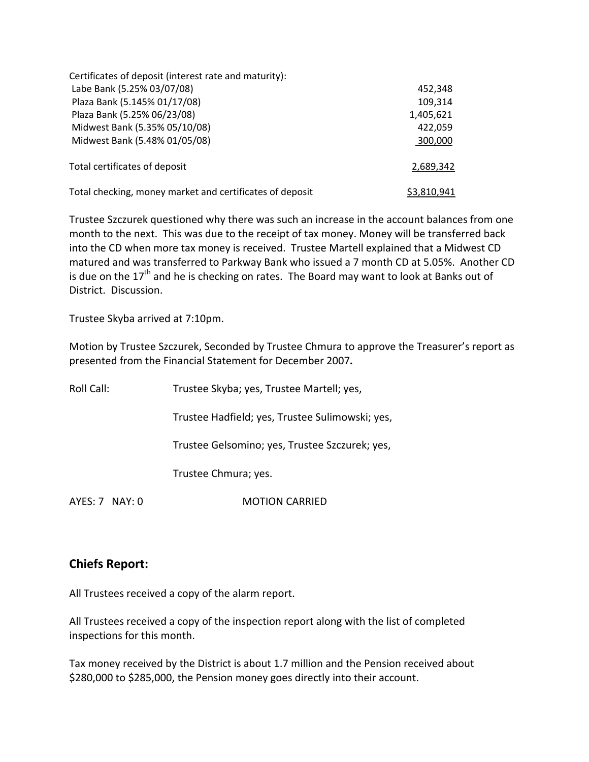| Certificates of deposit (interest rate and maturity): | |
| --- | --- |
| Labe Bank (5.25% 03/07/08) | 452,348 |
| Plaza Bank (5.145% 01/17/08) | 109,314 |
| Plaza Bank (5.25% 06/23/08) | 1,405,621 |
| Midwest Bank (5.35% 05/10/08) | 422,059 |
| Midwest Bank (5.48% 01/05/08) | 300,000 |
| Total certificates of deposit | 2,689,342 |
| Total checking, money market and certificates of deposit | $3,810,941 |

Trustee Szczurek questioned why there was such an increase in the account balances from one month to the next. This was due to the receipt of tax money. Money will be transferred back into the CD when more tax money is received. Trustee Martell explained that a Midwest CD matured and was transferred to Parkway Bank who issued a 7 month CD at 5.05%. Another CD is due on the 17th and he is checking on rates. The Board may want to look at Banks out of District. Discussion.

Trustee Skyba arrived at 7:10pm.

Motion by Trustee Szczurek, Seconded by Trustee Chmura to approve the Treasurer's report as presented from the Financial Statement for December 2007**.**

Roll Call: Trustee Skyba; yes, Trustee Martell; yes,

Trustee Hadfield; yes, Trustee Sulimowski; yes,

Trustee Gelsomino; yes, Trustee Szczurek; yes,

Trustee Chmura; yes.

AYES: 7 NAY: 0 MOTION CARRIED

## Chiefs Report:

All Trustees received a copy of the alarm report.

All Trustees received a copy of the inspection report along with the list of completed inspections for this month.

Tax money received by the District is about 1.7 million and the Pension received about $280,000 to $285,000, the Pension money goes directly into their account.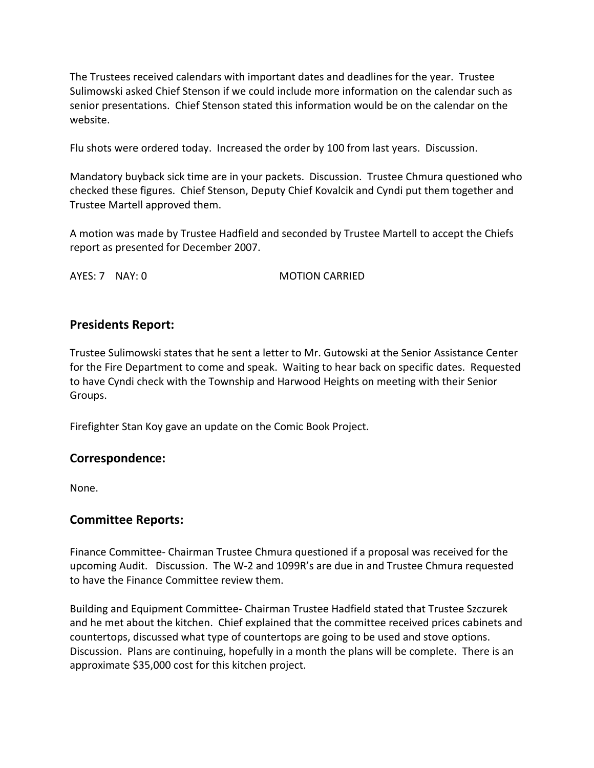The Trustees received calendars with important dates and deadlines for the year. Trustee Sulimowski asked Chief Stenson if we could include more information on the calendar such as senior presentations. Chief Stenson stated this information would be on the calendar on the website.

Flu shots were ordered today. Increased the order by 100 from last years. Discussion.

Mandatory buyback sick time are in your packets. Discussion. Trustee Chmura questioned who checked these figures. Chief Stenson, Deputy Chief Kovalcik and Cyndi put them together and Trustee Martell approved them.

A motion was made by Trustee Hadfield and seconded by Trustee Martell to accept the Chiefs report as presented for December 2007.

AYES: 7 NAY: 0 MOTION CARRIED

## Presidents Report:

Trustee Sulimowski states that he sent a letter to Mr. Gutowski at the Senior Assistance Center for the Fire Department to come and speak. Waiting to hear back on specific dates. Requested to have Cyndi check with the Township and Harwood Heights on meeting with their Senior Groups.

Firefighter Stan Koy gave an update on the Comic Book Project.

## Correspondence:

None.

## Committee Reports:

Finance Committee- Chairman Trustee Chmura questioned if a proposal was received for the upcoming Audit. Discussion. The W-2 and 1099R's are due in and Trustee Chmura requested to have the Finance Committee review them.

Building and Equipment Committee- Chairman Trustee Hadfield stated that Trustee Szczurek and he met about the kitchen. Chief explained that the committee received prices cabinets and countertops, discussed what type of countertops are going to be used and stove options. Discussion. Plans are continuing, hopefully in a month the plans will be complete. There is an approximate $35,000 cost for this kitchen project.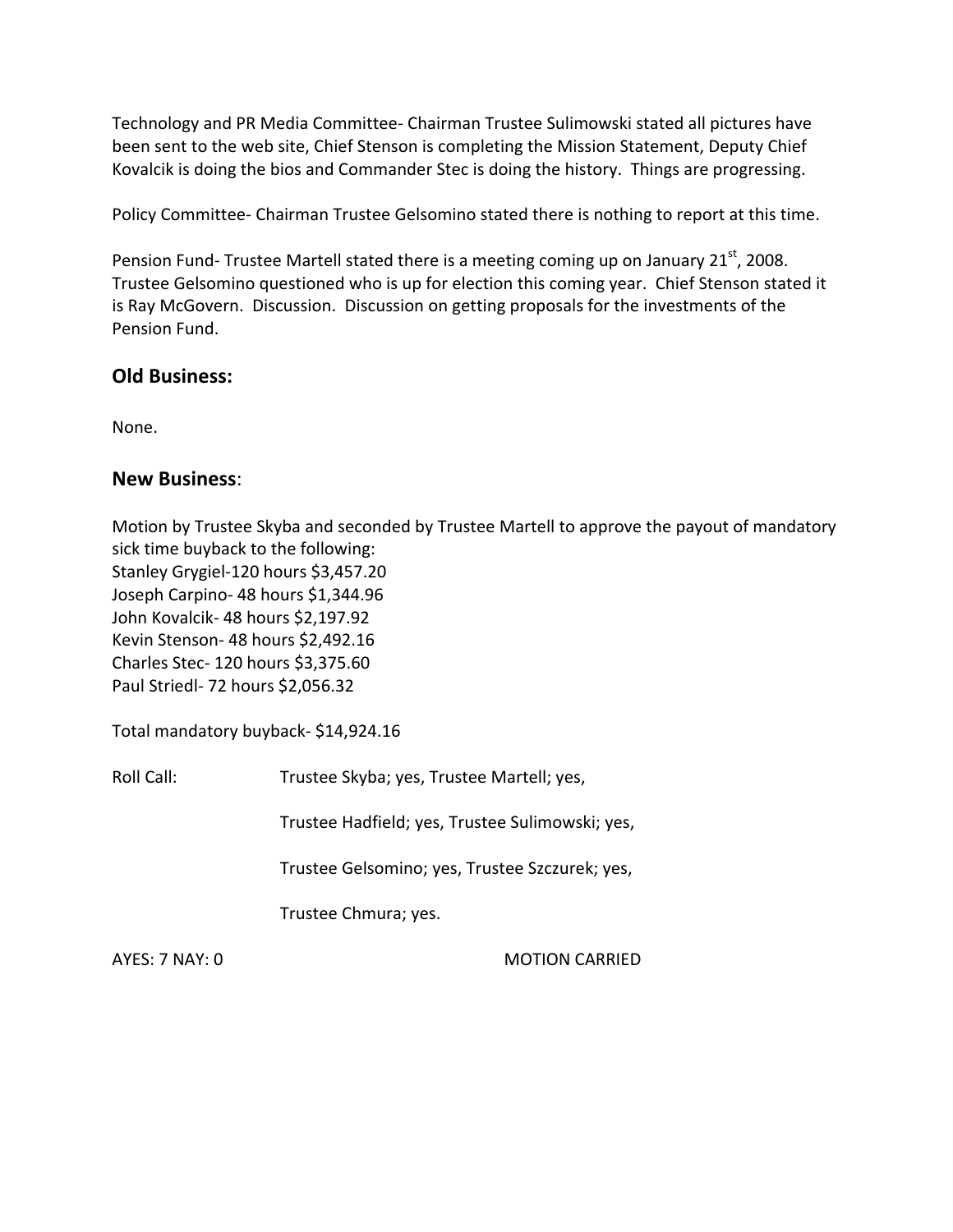Technology and PR Media Committee- Chairman Trustee Sulimowski stated all pictures have been sent to the web site, Chief Stenson is completing the Mission Statement, Deputy Chief Kovalcik is doing the bios and Commander Stec is doing the history. Things are progressing.

Policy Committee- Chairman Trustee Gelsomino stated there is nothing to report at this time.

Pension Fund- Trustee Martell stated there is a meeting coming up on January 21st, 2008. Trustee Gelsomino questioned who is up for election this coming year. Chief Stenson stated it is Ray McGovern. Discussion. Discussion on getting proposals for the investments of the Pension Fund.

## Old Business:

None.

## New Business:

Motion by Trustee Skyba and seconded by Trustee Martell to approve the payout of mandatory sick time buyback to the following:
Stanley Grygiel-120 hours $3,457.20
Joseph Carpino- 48 hours $1,344.96
John Kovalcik- 48 hours $2,197.92
Kevin Stenson- 48 hours $2,492.16
Charles Stec- 120 hours $3,375.60
Paul Striedl- 72 hours $2,056.32

Total mandatory buyback- $14,924.16

Roll Call: Trustee Skyba; yes, Trustee Martell; yes,

Trustee Hadfield; yes, Trustee Sulimowski; yes,

Trustee Gelsomino; yes, Trustee Szczurek; yes,

Trustee Chmura; yes.

AYES: 7 NAY: 0 MOTION CARRIED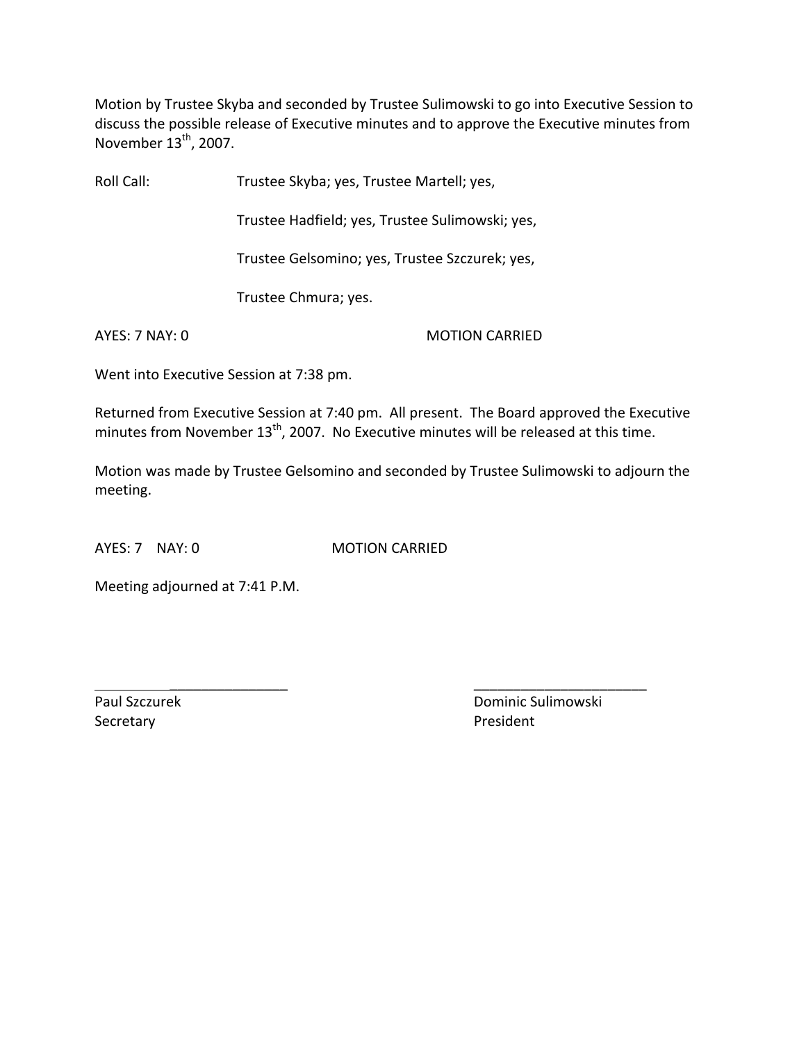Motion by Trustee Skyba and seconded by Trustee Sulimowski to go into Executive Session to discuss the possible release of Executive minutes and to approve the Executive minutes from November 13th, 2007.

Roll Call: Trustee Skyba; yes, Trustee Martell; yes,

Trustee Hadfield; yes, Trustee Sulimowski; yes,

Trustee Gelsomino; yes, Trustee Szczurek; yes,

Trustee Chmura; yes.

AYES: 7 NAY: 0 MOTION CARRIED

Went into Executive Session at 7:38 pm.

Returned from Executive Session at 7:40 pm. All present. The Board approved the Executive minutes from November 13th, 2007. No Executive minutes will be released at this time.

Motion was made by Trustee Gelsomino and seconded by Trustee Sulimowski to adjourn the meeting.

AYES: 7 NAY: 0 MOTION CARRIED

Meeting adjourned at 7:41 P.M.

\_\_\_\_\_\_\_\_\_\_\_\_\_\_\_\_\_\_\_\_\_\_\_\_\_\_ \_\_\_\_\_\_\_\_\_\_\_\_\_\_\_\_\_\_\_\_\_\_\_\_\_\_

Paul Szczurek
Secretary

Dominic Sulimowski
President